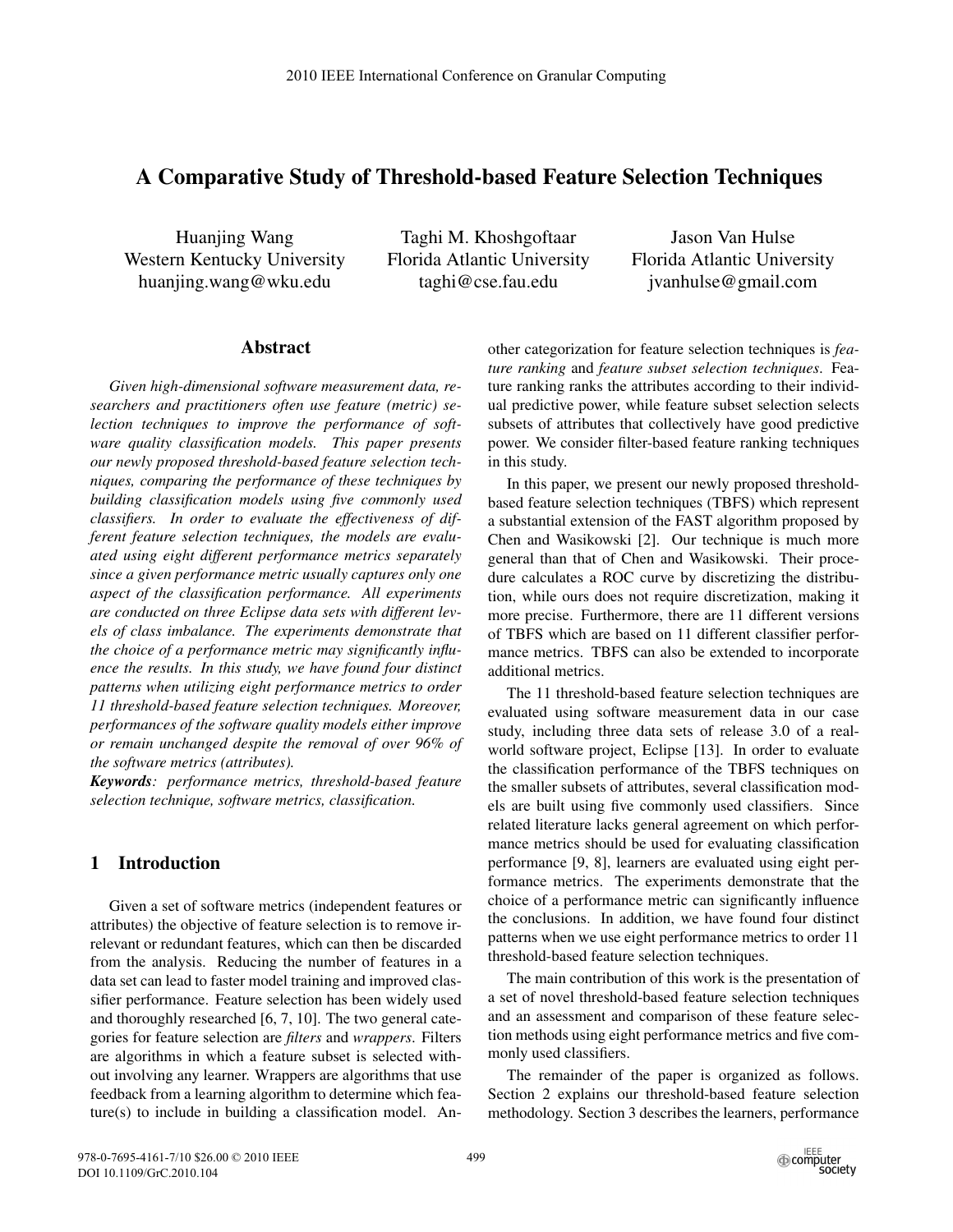# A Comparative Study of Threshold-based Feature Selection Techniques

Huanjing Wang
Western Kentucky University
huanjing.wang@wku.edu

Taghi M. Khoshgoftaar
Florida Atlantic University
taghi@cse.fau.edu

Jason Van Hulse
Florida Atlantic University
jvanhulse@gmail.com

## Abstract

*Given high-dimensional software measurement data, researchers and practitioners often use feature (metric) selection techniques to improve the performance of software quality classification models. This paper presents our newly proposed threshold-based feature selection techniques, comparing the performance of these techniques by building classification models using five commonly used classifiers. In order to evaluate the effectiveness of different feature selection techniques, the models are evaluated using eight different performance metrics separately since a given performance metric usually captures only one aspect of the classification performance. All experiments are conducted on three Eclipse data sets with different levels of class imbalance. The experiments demonstrate that the choice of a performance metric may significantly influence the results. In this study, we have found four distinct patterns when utilizing eight performance metrics to order 11 threshold-based feature selection techniques. Moreover, performances of the software quality models either improve or remain unchanged despite the removal of over 96% of the software metrics (attributes).*

***Keywords**: performance metrics, threshold-based feature selection technique, software metrics, classification.*

## 1 Introduction

Given a set of software metrics (independent features or attributes) the objective of feature selection is to remove irrelevant or redundant features, which can then be discarded from the analysis. Reducing the number of features in a data set can lead to faster model training and improved classifier performance. Feature selection has been widely used and thoroughly researched [6, 7, 10]. The two general categories for feature selection are *filters* and *wrappers*. Filters are algorithms in which a feature subset is selected without involving any learner. Wrappers are algorithms that use feedback from a learning algorithm to determine which feature(s) to include in building a classification model. Another categorization for feature selection techniques is *feature ranking* and *feature subset selection techniques*. Feature ranking ranks the attributes according to their individual predictive power, while feature subset selection selects subsets of attributes that collectively have good predictive power. We consider filter-based feature ranking techniques in this study.

In this paper, we present our newly proposed threshold-based feature selection techniques (TBFS) which represent a substantial extension of the FAST algorithm proposed by Chen and Wasikowski [2]. Our technique is much more general than that of Chen and Wasikowski. Their procedure calculates a ROC curve by discretizing the distribution, while ours does not require discretization, making it more precise. Furthermore, there are 11 different versions of TBFS which are based on 11 different classifier performance metrics. TBFS can also be extended to incorporate additional metrics.

The 11 threshold-based feature selection techniques are evaluated using software measurement data in our case study, including three data sets of release 3.0 of a real-world software project, Eclipse [13]. In order to evaluate the classification performance of the TBFS techniques on the smaller subsets of attributes, several classification models are built using five commonly used classifiers. Since related literature lacks general agreement on which performance metrics should be used for evaluating classification performance [9, 8], learners are evaluated using eight performance metrics. The experiments demonstrate that the choice of a performance metric can significantly influence the conclusions. In addition, we have found four distinct patterns when we use eight performance metrics to order 11 threshold-based feature selection techniques.

The main contribution of this work is the presentation of a set of novel threshold-based feature selection techniques and an assessment and comparison of these feature selection methods using eight performance metrics and five commonly used classifiers.

The remainder of the paper is organized as follows. Section 2 explains our threshold-based feature selection methodology. Section 3 describes the learners, performance

978-0-7695-4161-7/10 $26.00 © 2010 IEEE
DOI 10.1109/GrC.2010.104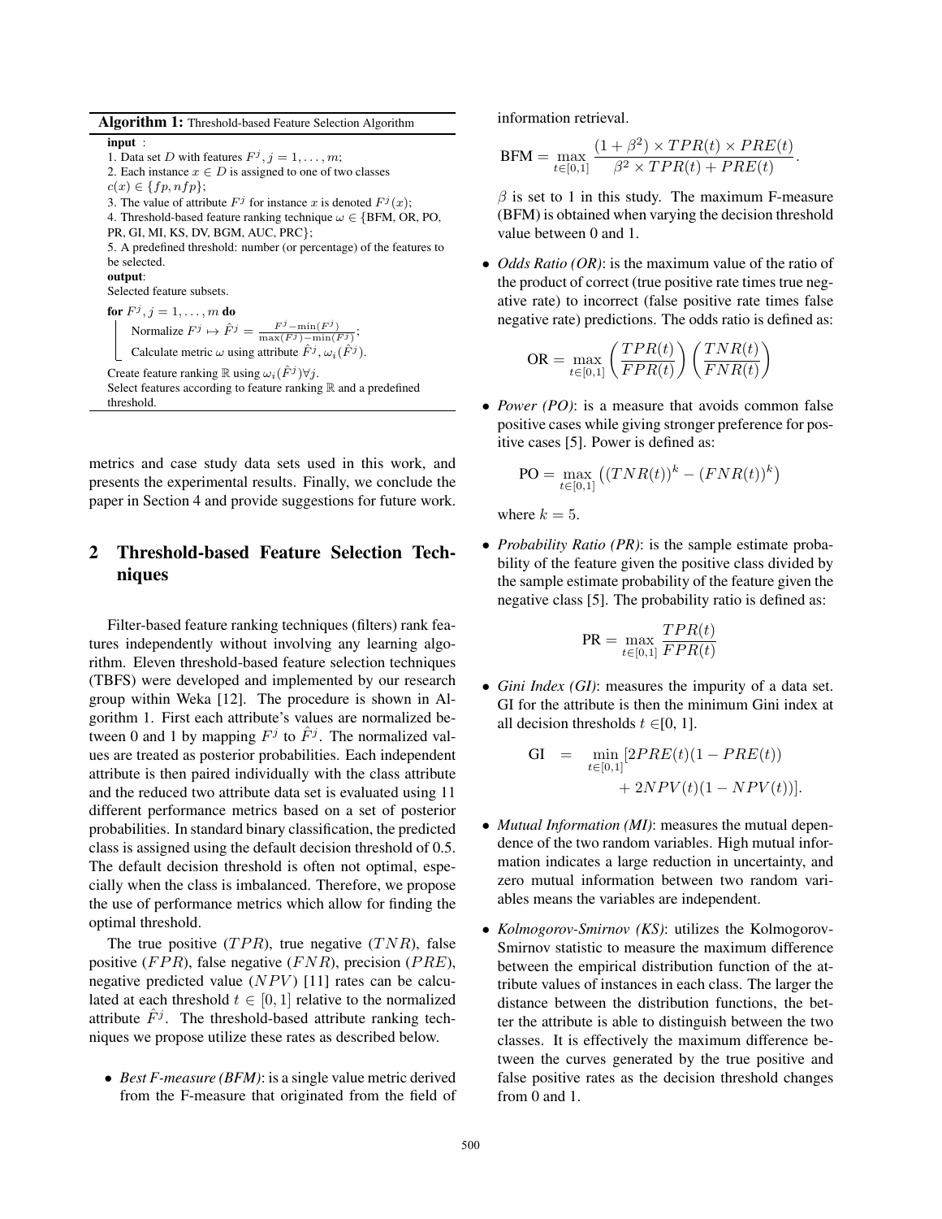**Algorithm 1:** Threshold-based Feature Selection Algorithm

**input** :
1. Data set $D$ with features $F^j, j = 1, \ldots, m$;
2. Each instance $x \in D$ is assigned to one of two classes $c(x) \in \{fp, nfp\}$;
3. The value of attribute $F^j$ for instance $x$ is denoted $F^j(x)$;
4. Threshold-based feature ranking technique $\omega \in$ {BFM, OR, PO, PR, GI, MI, KS, DV, BGM, AUC, PRC};
5. A predefined threshold: number (or percentage) of the features to be selected.

**output**:
Selected feature subsets.

**for** $F^j, j = 1, \ldots, m$ **do**
  Normalize $F^j \mapsto \hat{F}^j = \frac{F^j - \min(F^j)}{\max(F^j) - \min(F^j)}$;
  Calculate metric $\omega$ using attribute $\hat{F}^j$, $\omega_i(\hat{F}^j)$.

Create feature ranking $\mathbb{R}$ using $\omega_i(\hat{F}^j) \forall j$.
Select features according to feature ranking $\mathbb{R}$ and a predefined threshold.

metrics and case study data sets used in this work, and presents the experimental results. Finally, we conclude the paper in Section 4 and provide suggestions for future work.

## 2 Threshold-based Feature Selection Techniques

Filter-based feature ranking techniques (filters) rank features independently without involving any learning algorithm. Eleven threshold-based feature selection techniques (TBFS) were developed and implemented by our research group within Weka [12]. The procedure is shown in Algorithm 1. First each attribute's values are normalized between 0 and 1 by mapping $F^j$ to $\hat{F}^j$. The normalized values are treated as posterior probabilities. Each independent attribute is then paired individually with the class attribute and the reduced two attribute data set is evaluated using 11 different performance metrics based on a set of posterior probabilities. In standard binary classification, the predicted class is assigned using the default decision threshold of 0.5. The default decision threshold is often not optimal, especially when the class is imbalanced. Therefore, we propose the use of performance metrics which allow for finding the optimal threshold.

The true positive ($TPR$), true negative ($TNR$), false positive ($FPR$), false negative ($FNR$), precision ($PRE$), negative predicted value ($NPV$) [11] rates can be calculated at each threshold $t \in [0, 1]$ relative to the normalized attribute $\hat{F}^j$. The threshold-based attribute ranking techniques we propose utilize these rates as described below.

- *Best F-measure (BFM)*: is a single value metric derived from the F-measure that originated from the field of information retrieval.

$$\text{BFM} = \max_{t \in [0,1]} \frac{(1 + \beta^2) \times TPR(t) \times PRE(t)}{\beta^2 \times TPR(t) + PRE(t)}.$$

  $\beta$ is set to 1 in this study. The maximum F-measure (BFM) is obtained when varying the decision threshold value between 0 and 1.

- *Odds Ratio (OR)*: is the maximum value of the ratio of the product of correct (true positive rate times true negative rate) to incorrect (false positive rate times false negative rate) predictions. The odds ratio is defined as:

$$\text{OR} = \max_{t \in [0,1]} \left( \frac{TPR(t)}{FPR(t)} \right) \left( \frac{TNR(t)}{FNR(t)} \right)$$

- *Power (PO)*: is a measure that avoids common false positive cases while giving stronger preference for positive cases [5]. Power is defined as:

$$\text{PO} = \max_{t \in [0,1]} \left( (TNR(t))^k - (FNR(t))^k \right)$$

  where $k = 5$.

- *Probability Ratio (PR)*: is the sample estimate probability of the feature given the positive class divided by the sample estimate probability of the feature given the negative class [5]. The probability ratio is defined as:

$$\text{PR} = \max_{t \in [0,1]} \frac{TPR(t)}{FPR(t)}$$

- *Gini Index (GI)*: measures the impurity of a data set. GI for the attribute is then the minimum Gini index at all decision thresholds $t \in [0, 1]$.

$$\text{GI} = \min_{t \in [0,1]} [2PRE(t)(1 - PRE(t)) + 2NPV(t)(1 - NPV(t))].$$

- *Mutual Information (MI)*: measures the mutual dependence of the two random variables. High mutual information indicates a large reduction in uncertainty, and zero mutual information between two random variables means the variables are independent.

- *Kolmogorov-Smirnov (KS)*: utilizes the Kolmogorov-Smirnov statistic to measure the maximum difference between the empirical distribution function of the attribute values of instances in each class. The larger the distance between the distribution functions, the better the attribute is able to distinguish between the two classes. It is effectively the maximum difference between the curves generated by the true positive and false positive rates as the decision threshold changes from 0 and 1.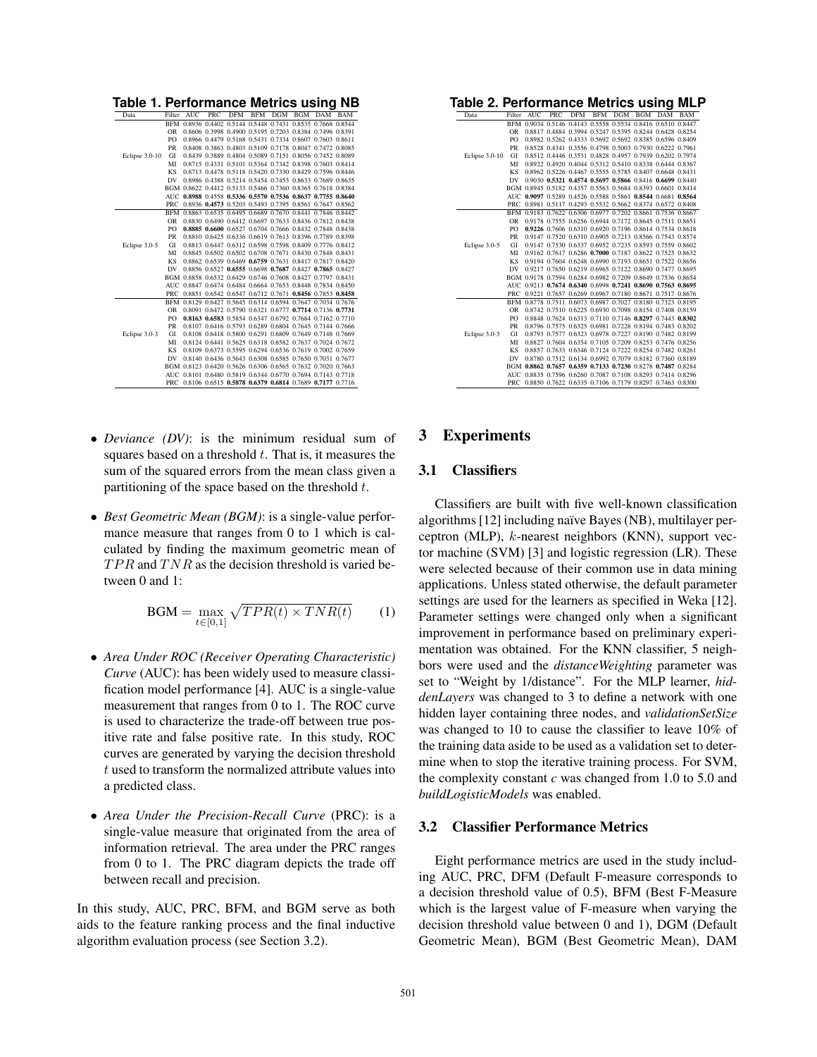**Table 1. Performance Metrics using NB**

| Data | Filter | AUC | PRC | DFM | BFM | DGM | BGM | DAM | BAM |
|---|---|---|---|---|---|---|---|---|---|
| Eclipse 3.0-10 | BFM | 0.8936 | 0.4402 | 0.5144 | 0.5448 | 0.7431 | 0.8535 | 0.7668 | 0.8544 |
| | OR | 0.8606 | 0.3998 | 0.4900 | 0.5195 | 0.7203 | 0.8384 | 0.7496 | 0.8391 |
| | PO | 0.8966 | 0.4479 | 0.5168 | 0.5431 | 0.7334 | 0.8607 | 0.7603 | 0.8611 |
| | PR | 0.8408 | 0.3863 | 0.4803 | 0.5109 | 0.7178 | 0.8047 | 0.7472 | 0.8085 |
| | GI | 0.8439 | 0.3889 | 0.4804 | 0.5089 | 0.7151 | 0.8056 | 0.7452 | 0.8089 |
| | MI | 0.8715 | 0.4331 | 0.5101 | 0.5364 | 0.7342 | 0.8398 | 0.7603 | 0.8414 |
| | KS | 0.8713 | 0.4478 | 0.5118 | 0.5420 | 0.7330 | 0.8429 | 0.7596 | 0.8446 |
| | DV | 0.8986 | 0.4388 | 0.5214 | 0.5454 | 0.7453 | 0.8633 | 0.7689 | 0.8635 |
| | BGM | 0.8622 | 0.4412 | 0.5133 | 0.5466 | 0.7360 | 0.8365 | 0.7618 | 0.8384 |
| | AUC | **0.8988** | 0.4558 | **0.5336** | **0.5570** | **0.7536** | **0.8637** | **0.7755** | **0.8640** |
| | PRC | 0.8936 | **0.4573** | 0.5203 | 0.5493 | 0.7395 | 0.8561 | 0.7647 | 0.8562 |
| Eclipse 3.0-5 | BFM | 0.8863 | 0.6535 | 0.6495 | 0.6689 | 0.7670 | 0.8441 | 0.7846 | 0.8442 |
| | OR | 0.8830 | 0.6490 | 0.6412 | 0.6697 | 0.7633 | 0.8436 | 0.7812 | 0.8438 |
| | PO | **0.8885** | **0.6600** | 0.6527 | 0.6704 | 0.7666 | 0.8432 | 0.7848 | 0.8438 |
| | PR | 0.8810 | 0.6425 | 0.6336 | 0.6619 | 0.7613 | 0.8396 | 0.7789 | 0.8398 |
| | GI | 0.8813 | 0.6447 | 0.6312 | 0.6598 | 0.7598 | 0.8409 | 0.7776 | 0.8412 |
| | MI | 0.8845 | 0.6502 | 0.6502 | 0.6708 | 0.7671 | 0.8430 | 0.7848 | 0.8431 |
| | KS | 0.8862 | 0.6539 | 0.6469 | **0.6759** | 0.7631 | 0.8417 | 0.7817 | 0.8420 |
| | DV | 0.8856 | 0.6527 | **0.6555** | 0.6698 | **0.7687** | 0.8427 | **0.7865** | 0.8427 |
| | BGM | 0.8858 | 0.6532 | 0.6429 | 0.6746 | 0.7608 | 0.8427 | 0.7797 | 0.8431 |
| | AUC | 0.8847 | 0.6474 | 0.6484 | 0.6664 | 0.7653 | 0.8448 | 0.7834 | 0.8450 |
| | PRC | 0.8851 | 0.6542 | 0.6547 | 0.6712 | 0.7671 | **0.8456** | 0.7853 | **0.8458** |
| Eclipse 3.0-3 | BFM | 0.8129 | 0.6427 | 0.5645 | 0.6314 | 0.6594 | 0.7647 | 0.7034 | 0.7676 |
| | OR | 0.8091 | 0.6472 | 0.5790 | 0.6321 | 0.6777 | **0.7714** | 0.7136 | **0.7731** |
| | PO | **0.8163** | **0.6583** | 0.5854 | 0.6347 | 0.6792 | 0.7684 | 0.7162 | 0.7710 |
| | PR | 0.8107 | 0.6416 | 0.5793 | 0.6289 | 0.6804 | 0.7645 | 0.7144 | 0.7666 |
| | GI | 0.8108 | 0.6418 | 0.5800 | 0.6291 | 0.6809 | 0.7649 | 0.7148 | 0.7669 |
| | MI | 0.8124 | 0.6441 | 0.5625 | 0.6318 | 0.6582 | 0.7637 | 0.7024 | 0.7672 |
| | KS | 0.8109 | 0.6373 | 0.5595 | 0.6294 | 0.6536 | 0.7619 | 0.7002 | 0.7659 |
| | DV | 0.8140 | 0.6436 | 0.5643 | 0.6308 | 0.6585 | 0.7650 | 0.7031 | 0.7677 |
| | BGM | 0.8123 | 0.6420 | 0.5626 | 0.6306 | 0.6565 | 0.7632 | 0.7020 | 0.7663 |
| | AUC | 0.8101 | 0.6480 | 0.5819 | 0.6344 | 0.6770 | 0.7694 | 0.7143 | 0.7718 |
| | PRC | 0.8106 | 0.6515 | **0.5878** | **0.6379** | **0.6814** | 0.7689 | **0.7177** | 0.7716 |

**Table 2. Performance Metrics using MLP**

| Data | Filter | AUC | PRC | DFM | BFM | DGM | BGM | DAM | BAM |
|---|---|---|---|---|---|---|---|---|---|
| Eclipse 3.0-10 | BFM | 0.9034 | 0.5146 | 0.4143 | 0.5558 | 0.5534 | 0.8416 | 0.6510 | 0.8447 |
| | OR | 0.8817 | 0.4884 | 0.3994 | 0.5247 | 0.5395 | 0.8244 | 0.6428 | 0.8254 |
| | PO | 0.8982 | 0.5262 | 0.4333 | 0.5692 | 0.5692 | 0.8385 | 0.6596 | 0.8409 |
| | PR | 0.8528 | 0.4341 | 0.3556 | 0.4798 | 0.5003 | 0.7930 | 0.6222 | 0.7961 |
| | GI | 0.8512 | 0.4446 | 0.3531 | 0.4828 | 0.4957 | 0.7939 | 0.6202 | 0.7974 |
| | MI | 0.8922 | 0.4920 | 0.4044 | 0.5312 | 0.5410 | 0.8338 | 0.6444 | 0.8367 |
| | KS | 0.8962 | 0.5226 | 0.4467 | 0.5555 | 0.5785 | 0.8407 | 0.6648 | 0.8431 |
| | DV | 0.9030 | **0.5321** | **0.4574** | **0.5697** | **0.5866** | 0.8416 | **0.6699** | 0.8440 |
| | BGM | 0.8945 | 0.5182 | 0.4357 | 0.5563 | 0.5684 | 0.8393 | 0.6601 | 0.8414 |
| | AUC | **0.9097** | 0.5289 | 0.4526 | 0.5588 | 0.5861 | **0.8544** | 0.6681 | **0.8564** |
| | PRC | 0.8981 | 0.5117 | 0.4293 | 0.5532 | 0.5662 | 0.8374 | 0.6572 | 0.8408 |
| Eclipse 3.0-5 | BFM | 0.9183 | 0.7622 | 0.6306 | 0.6977 | 0.7202 | 0.8661 | 0.7536 | 0.8667 |
| | OR | 0.9178 | 0.7555 | 0.6256 | 0.6944 | 0.7172 | 0.8645 | 0.7511 | 0.8651 |
| | PO | **0.9226** | 0.7606 | 0.6310 | 0.6920 | 0.7196 | 0.8614 | 0.7534 | 0.8618 |
| | PR | 0.9147 | 0.7520 | 0.6310 | 0.6905 | 0.7213 | 0.8566 | 0.7543 | 0.8574 |
| | GI | 0.9147 | 0.7530 | 0.6337 | 0.6952 | 0.7235 | 0.8593 | 0.7559 | 0.8602 |
| | MI | 0.9162 | 0.7617 | 0.6286 | **0.7000** | 0.7187 | 0.8622 | 0.7525 | 0.8632 |
| | KS | 0.9194 | 0.7604 | 0.6248 | 0.6990 | 0.7193 | 0.8651 | 0.7522 | 0.8656 |
| | DV | 0.9217 | 0.7650 | 0.6219 | 0.6965 | 0.7122 | 0.8690 | 0.7477 | 0.8695 |
| | BGM | 0.9178 | 0.7594 | 0.6284 | 0.6982 | 0.7209 | 0.8649 | 0.7536 | 0.8654 |
| | AUC | 0.9213 | **0.7674** | **0.6340** | 0.6998 | **0.7241** | **0.8690** | **0.7563** | **0.8695** |
| | PRC | 0.9221 | 0.7657 | 0.6269 | 0.6967 | 0.7180 | 0.8671 | 0.7517 | 0.8676 |
| Eclipse 3.0-3 | BFM | 0.8778 | 0.7511 | 0.6073 | 0.6987 | 0.7027 | 0.8180 | 0.7323 | 0.8195 |
| | OR | 0.8742 | 0.7510 | 0.6225 | 0.6930 | 0.7098 | 0.8154 | 0.7408 | 0.8159 |
| | PO | 0.8848 | 0.7624 | 0.6313 | 0.7110 | 0.7146 | **0.8297** | 0.7443 | **0.8302** |
| | PR | 0.8796 | 0.7575 | 0.6325 | 0.6981 | 0.7228 | 0.8194 | 0.7483 | 0.8202 |
| | GI | 0.8793 | 0.7577 | 0.6323 | 0.6978 | 0.7227 | 0.8190 | 0.7482 | 0.8199 |
| | MI | 0.8827 | 0.7604 | 0.6354 | 0.7105 | 0.7209 | 0.8253 | 0.7476 | 0.8256 |
| | KS | 0.8857 | 0.7633 | 0.6346 | 0.7124 | 0.7222 | 0.8254 | 0.7482 | 0.8261 |
| | DV | 0.8780 | 0.7512 | 0.6134 | 0.6992 | 0.7079 | 0.8182 | 0.7360 | 0.8189 |
| | BGM | **0.8862** | **0.7657** | **0.6359** | **0.7133** | **0.7230** | 0.8278 | **0.7487** | 0.8284 |
| | AUC | 0.8835 | 0.7596 | 0.6260 | 0.7087 | 0.7108 | 0.8293 | 0.7414 | 0.8296 |
| | PRC | 0.8850 | 0.7622 | 0.6335 | 0.7106 | 0.7179 | 0.8297 | 0.7463 | 0.8300 |

- *Deviance (DV)*: is the minimum residual sum of squares based on a threshold $t$. That is, it measures the sum of the squared errors from the mean class given a partitioning of the space based on the threshold $t$.
- *Best Geometric Mean (BGM)*: is a single-value performance measure that ranges from 0 to 1 which is calculated by finding the maximum geometric mean of $TPR$ and $TNR$ as the decision threshold is varied between 0 and 1:

$$\text{BGM} = \max_{t \in [0,1]} \sqrt{TPR(t) \times TNR(t)} \tag{1}$$

- *Area Under ROC (Receiver Operating Characteristic) Curve* (AUC): has been widely used to measure classification model performance [4]. AUC is a single-value measurement that ranges from 0 to 1. The ROC curve is used to characterize the trade-off between true positive rate and false positive rate. In this study, ROC curves are generated by varying the decision threshold $t$ used to transform the normalized attribute values into a predicted class.
- *Area Under the Precision-Recall Curve* (PRC): is a single-value measure that originated from the area of information retrieval. The area under the PRC ranges from 0 to 1. The PRC diagram depicts the trade off between recall and precision.

In this study, AUC, PRC, BFM, and BGM serve as both aids to the feature ranking process and the final inductive algorithm evaluation process (see Section 3.2).

# 3 Experiments

## 3.1 Classifiers

Classifiers are built with five well-known classification algorithms [12] including naïve Bayes (NB), multilayer perceptron (MLP), $k$-nearest neighbors (KNN), support vector machine (SVM) [3] and logistic regression (LR). These were selected because of their common use in data mining applications. Unless stated otherwise, the default parameter settings are used for the learners as specified in Weka [12]. Parameter settings were changed only when a significant improvement in performance based on preliminary experimentation was obtained. For the KNN classifier, 5 neighbors were used and the *distanceWeighting* parameter was set to "Weight by 1/distance". For the MLP learner, *hiddenLayers* was changed to 3 to define a network with one hidden layer containing three nodes, and *validationSetSize* was changed to 10 to cause the classifier to leave 10% of the training data aside to be used as a validation set to determine when to stop the iterative training process. For SVM, the complexity constant *c* was changed from 1.0 to 5.0 and *buildLogisticModels* was enabled.

## 3.2 Classifier Performance Metrics

Eight performance metrics are used in the study including AUC, PRC, DFM (Default F-measure corresponds to a decision threshold value of 0.5), BFM (Best F-Measure which is the largest value of F-measure when varying the decision threshold value between 0 and 1), DGM (Default Geometric Mean), BGM (Best Geometric Mean), DAM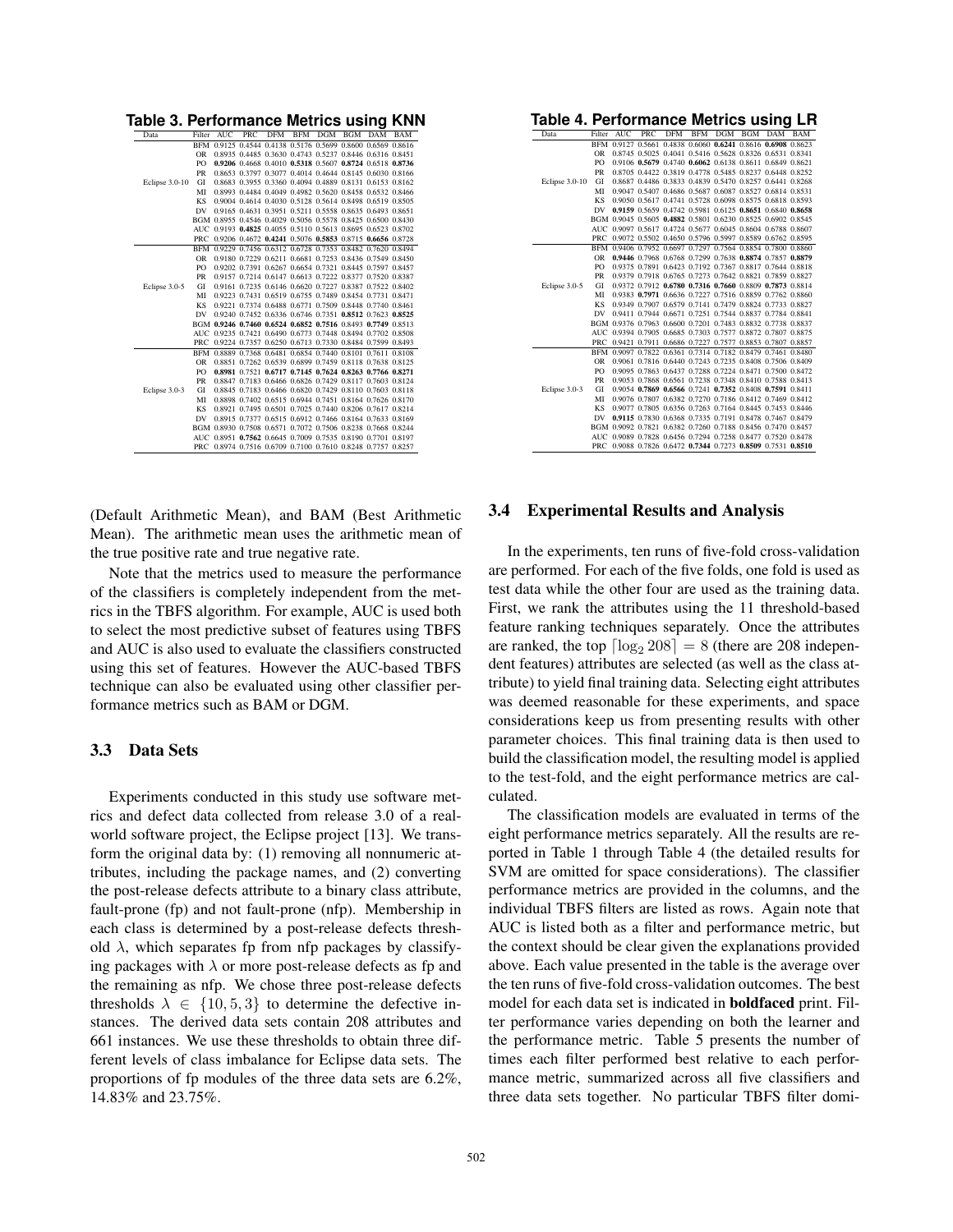**Table 3. Performance Metrics using KNN**

| Data | Filter | AUC | PRC | DFM | BFM | DGM | BGM | DAM | BAM |
|---|---|---|---|---|---|---|---|---|---|
| Eclipse 3.0-10 | BFM | 0.9125 | 0.4544 | 0.4138 | 0.5176 | 0.5699 | 0.8600 | 0.6569 | 0.8616 |
| | OR | 0.8935 | 0.4485 | 0.3630 | 0.4743 | 0.5237 | 0.8446 | 0.6316 | 0.8451 |
| | PO | **0.9206** | 0.4668 | 0.4010 | **0.5318** | 0.5607 | **0.8724** | 0.6518 | **0.8736** |
| | PR | 0.8653 | 0.3797 | 0.3077 | 0.4014 | 0.4644 | 0.8145 | 0.6030 | 0.8166 |
| | GI | 0.8683 | 0.3955 | 0.3360 | 0.4094 | 0.4889 | 0.8131 | 0.6153 | 0.8162 |
| | MI | 0.8993 | 0.4484 | 0.4049 | 0.4982 | 0.5620 | 0.8458 | 0.6532 | 0.8466 |
| | KS | 0.9004 | 0.4614 | 0.4030 | 0.5128 | 0.5614 | 0.8498 | 0.6519 | 0.8505 |
| | DV | 0.9165 | 0.4631 | 0.3951 | 0.5211 | 0.5558 | 0.8635 | 0.6493 | 0.8651 |
| | BGM | 0.8955 | 0.4546 | 0.4029 | 0.5056 | 0.5578 | 0.8425 | 0.6500 | 0.8430 |
| | AUC | 0.9193 | **0.4825** | 0.4055 | 0.5110 | 0.5613 | 0.8695 | 0.6523 | 0.8702 |
| | PRC | 0.9206 | 0.4672 | **0.4241** | 0.5076 | **0.5853** | 0.8715 | **0.6656** | 0.8728 |
| Eclipse 3.0-5 | BFM | 0.9229 | 0.7456 | 0.6312 | 0.6728 | 0.7353 | 0.8482 | 0.7620 | 0.8494 |
| | OR | 0.9180 | 0.7229 | 0.6211 | 0.6681 | 0.7253 | 0.8436 | 0.7549 | 0.8450 |
| | PO | 0.9202 | 0.7391 | 0.6267 | 0.6654 | 0.7321 | 0.8445 | 0.7597 | 0.8457 |
| | PR | 0.9157 | 0.7214 | 0.6147 | 0.6613 | 0.7222 | 0.8377 | 0.7520 | 0.8387 |
| | GI | 0.9161 | 0.7235 | 0.6146 | 0.6620 | 0.7227 | 0.8387 | 0.7522 | 0.8402 |
| | MI | 0.9223 | 0.7431 | 0.6519 | 0.6755 | 0.7489 | 0.8454 | 0.7731 | 0.8471 |
| | KS | 0.9221 | 0.7374 | 0.6488 | 0.6771 | 0.7509 | 0.8448 | 0.7740 | 0.8461 |
| | DV | 0.9240 | 0.7452 | 0.6336 | 0.6746 | 0.7351 | **0.8512** | 0.7623 | **0.8525** |
| | BGM | **0.9246** | **0.7460** | **0.6524** | **0.6852** | **0.7516** | 0.8493 | **0.7749** | 0.8513 |
| | AUC | 0.9235 | 0.7421 | 0.6490 | 0.6773 | 0.7448 | 0.8494 | 0.7702 | 0.8508 |
| | PRC | 0.9224 | 0.7357 | 0.6250 | 0.6713 | 0.7330 | 0.8484 | 0.7599 | 0.8493 |
| Eclipse 3.0-3 | BFM | 0.8889 | 0.7368 | 0.6481 | 0.6854 | 0.7440 | 0.8101 | 0.7611 | 0.8108 |
| | OR | 0.8851 | 0.7262 | 0.6539 | 0.6899 | 0.7459 | 0.8118 | 0.7638 | 0.8125 |
| | PO | **0.8981** | 0.7521 | **0.6717** | **0.7145** | **0.7624** | **0.8263** | **0.7766** | **0.8271** |
| | PR | 0.8847 | 0.7183 | 0.6466 | 0.6826 | 0.7429 | 0.8117 | 0.7603 | 0.8124 |
| | GI | 0.8845 | 0.7183 | 0.6466 | 0.6820 | 0.7429 | 0.8110 | 0.7603 | 0.8118 |
| | MI | 0.8898 | 0.7402 | 0.6515 | 0.6944 | 0.7451 | 0.8164 | 0.7626 | 0.8170 |
| | KS | 0.8921 | 0.7495 | 0.6501 | 0.7025 | 0.7440 | 0.8206 | 0.7617 | 0.8214 |
| | DV | 0.8915 | 0.7377 | 0.6515 | 0.6912 | 0.7466 | 0.8164 | 0.7633 | 0.8169 |
| | BGM | 0.8930 | 0.7508 | 0.6571 | 0.7072 | 0.7506 | 0.8238 | 0.7668 | 0.8244 |
| | AUC | 0.8951 | **0.7562** | 0.6645 | 0.7009 | 0.7535 | 0.8190 | 0.7701 | 0.8197 |
| | PRC | 0.8974 | 0.7516 | 0.6709 | 0.7100 | 0.7610 | 0.8248 | 0.7757 | 0.8257 |

**Table 4. Performance Metrics using LR**

| Data | Filter | AUC | PRC | DFM | BFM | DGM | BGM | DAM | BAM |
|---|---|---|---|---|---|---|---|---|---|
| Eclipse 3.0-10 | BFM | 0.9127 | 0.5661 | 0.4838 | 0.6060 | **0.6241** | 0.8616 | **0.6908** | 0.8623 |
| | OR | 0.8745 | 0.5025 | 0.4041 | 0.5416 | 0.5628 | 0.8326 | 0.6531 | 0.8341 |
| | PO | 0.9106 | **0.5679** | 0.4740 | **0.6062** | 0.6138 | 0.8611 | 0.6849 | 0.8621 |
| | PR | 0.8705 | 0.4422 | 0.3819 | 0.4778 | 0.5485 | 0.8237 | 0.6448 | 0.8252 |
| | GI | 0.8687 | 0.4486 | 0.3833 | 0.4839 | 0.5470 | 0.8257 | 0.6441 | 0.8268 |
| | MI | 0.9047 | 0.5407 | 0.4686 | 0.5687 | 0.6087 | 0.8527 | 0.6814 | 0.8531 |
| | KS | 0.9050 | 0.5617 | 0.4741 | 0.5728 | 0.6098 | 0.8575 | 0.6818 | 0.8593 |
| | DV | **0.9159** | 0.5659 | 0.4742 | 0.5981 | 0.6125 | **0.8651** | 0.6840 | **0.8658** |
| | BGM | 0.9045 | 0.5605 | **0.4882** | 0.5801 | 0.6230 | 0.8525 | 0.6902 | 0.8545 |
| | AUC | 0.9097 | 0.5617 | 0.4724 | 0.5677 | 0.6045 | 0.8604 | 0.6788 | 0.8607 |
| | PRC | 0.9072 | 0.5502 | 0.4650 | 0.5796 | 0.5997 | 0.8589 | 0.6762 | 0.8595 |
| Eclipse 3.0-5 | BFM | 0.9406 | 0.7952 | 0.6697 | 0.7297 | 0.7564 | 0.8854 | 0.7800 | 0.8860 |
| | OR | **0.9446** | 0.7968 | 0.6768 | 0.7299 | 0.7638 | **0.8874** | 0.7857 | **0.8879** |
| | PO | 0.9375 | 0.7891 | 0.6423 | 0.7192 | 0.7367 | 0.8817 | 0.7644 | 0.8818 |
| | PR | 0.9379 | 0.7918 | 0.6765 | 0.7273 | 0.7642 | 0.8821 | 0.7859 | 0.8827 |
| | GI | 0.9372 | 0.7912 | **0.6780** | **0.7316** | **0.7660** | 0.8809 | **0.7873** | 0.8814 |
| | MI | 0.9383 | **0.7971** | 0.6636 | 0.7227 | 0.7516 | 0.8859 | 0.7762 | 0.8860 |
| | KS | 0.9349 | 0.7907 | 0.6579 | 0.7141 | 0.7479 | 0.8824 | 0.7733 | 0.8827 |
| | DV | 0.9411 | 0.7944 | 0.6671 | 0.7251 | 0.7544 | 0.8837 | 0.7784 | 0.8841 |
| | BGM | 0.9376 | 0.7963 | 0.6600 | 0.7201 | 0.7483 | 0.8832 | 0.7738 | 0.8837 |
| | AUC | 0.9394 | 0.7905 | 0.6685 | 0.7303 | 0.7577 | 0.8872 | 0.7807 | 0.8875 |
| | PRC | 0.9421 | 0.7911 | 0.6686 | 0.7227 | 0.7577 | 0.8853 | 0.7807 | 0.8857 |
| Eclipse 3.0-3 | BFM | 0.9097 | 0.7822 | 0.6361 | 0.7314 | 0.7182 | 0.8479 | 0.7461 | 0.8480 |
| | OR | 0.9061 | 0.7816 | 0.6440 | 0.7243 | 0.7235 | 0.8408 | 0.7506 | 0.8409 |
| | PO | 0.9095 | 0.7863 | 0.6437 | 0.7288 | 0.7224 | 0.8471 | 0.7500 | 0.8472 |
| | PR | 0.9053 | 0.7868 | 0.6561 | 0.7238 | 0.7348 | 0.8410 | 0.7588 | 0.8413 |
| | GI | 0.9054 | **0.7869** | **0.6566** | 0.7241 | **0.7352** | 0.8408 | **0.7591** | 0.8411 |
| | MI | 0.9076 | 0.7807 | 0.6382 | 0.7270 | 0.7186 | 0.8412 | 0.7469 | 0.8412 |
| | KS | 0.9077 | 0.7805 | 0.6356 | 0.7263 | 0.7164 | 0.8445 | 0.7453 | 0.8446 |
| | DV | **0.9115** | 0.7830 | 0.6368 | 0.7335 | 0.7191 | 0.8478 | 0.7467 | 0.8479 |
| | BGM | 0.9092 | 0.7821 | 0.6382 | 0.7260 | 0.7188 | 0.8456 | 0.7470 | 0.8457 |
| | AUC | 0.9089 | 0.7828 | 0.6456 | 0.7294 | 0.7258 | 0.8477 | 0.7520 | 0.8478 |
| | PRC | 0.9088 | 0.7826 | 0.6472 | **0.7344** | 0.7273 | **0.8509** | 0.7531 | **0.8510** |

(Default Arithmetic Mean), and BAM (Best Arithmetic Mean). The arithmetic mean uses the arithmetic mean of the true positive rate and true negative rate.

Note that the metrics used to measure the performance of the classifiers is completely independent from the metrics in the TBFS algorithm. For example, AUC is used both to select the most predictive subset of features using TBFS and AUC is also used to evaluate the classifiers constructed using this set of features. However the AUC-based TBFS technique can also be evaluated using other classifier performance metrics such as BAM or DGM.

### 3.3 Data Sets

Experiments conducted in this study use software metrics and defect data collected from release 3.0 of a real-world software project, the Eclipse project [13]. We transform the original data by: (1) removing all nonnumeric attributes, including the package names, and (2) converting the post-release defects attribute to a binary class attribute, fault-prone (fp) and not fault-prone (nfp). Membership in each class is determined by a post-release defects threshold $\lambda$, which separates fp from nfp packages by classifying packages with $\lambda$ or more post-release defects as fp and the remaining as nfp. We chose three post-release defects thresholds $\lambda \in \{10, 5, 3\}$ to determine the defective instances. The derived data sets contain 208 attributes and 661 instances. We use these thresholds to obtain three different levels of class imbalance for Eclipse data sets. The proportions of fp modules of the three data sets are 6.2%, 14.83% and 23.75%.

### 3.4 Experimental Results and Analysis

In the experiments, ten runs of five-fold cross-validation are performed. For each of the five folds, one fold is used as test data while the other four are used as the training data. First, we rank the attributes using the 11 threshold-based feature ranking techniques separately. Once the attributes are ranked, the top $\lceil \log_2 208 \rceil = 8$ (there are 208 independent features) attributes are selected (as well as the class attribute) to yield final training data. Selecting eight attributes was deemed reasonable for these experiments, and space considerations keep us from presenting results with other parameter choices. This final training data is then used to build the classification model, the resulting model is applied to the test-fold, and the eight performance metrics are calculated.

The classification models are evaluated in terms of the eight performance metrics separately. All the results are reported in Table 1 through Table 4 (the detailed results for SVM are omitted for space considerations). The classifier performance metrics are provided in the columns, and the individual TBFS filters are listed as rows. Again note that AUC is listed both as a filter and performance metric, but the context should be clear given the explanations provided above. Each value presented in the table is the average over the ten runs of five-fold cross-validation outcomes. The best model for each data set is indicated in **boldfaced** print. Filter performance varies depending on both the learner and the performance metric. Table 5 presents the number of times each filter performed best relative to each performance metric, summarized across all five classifiers and three data sets together. No particular TBFS filter domi-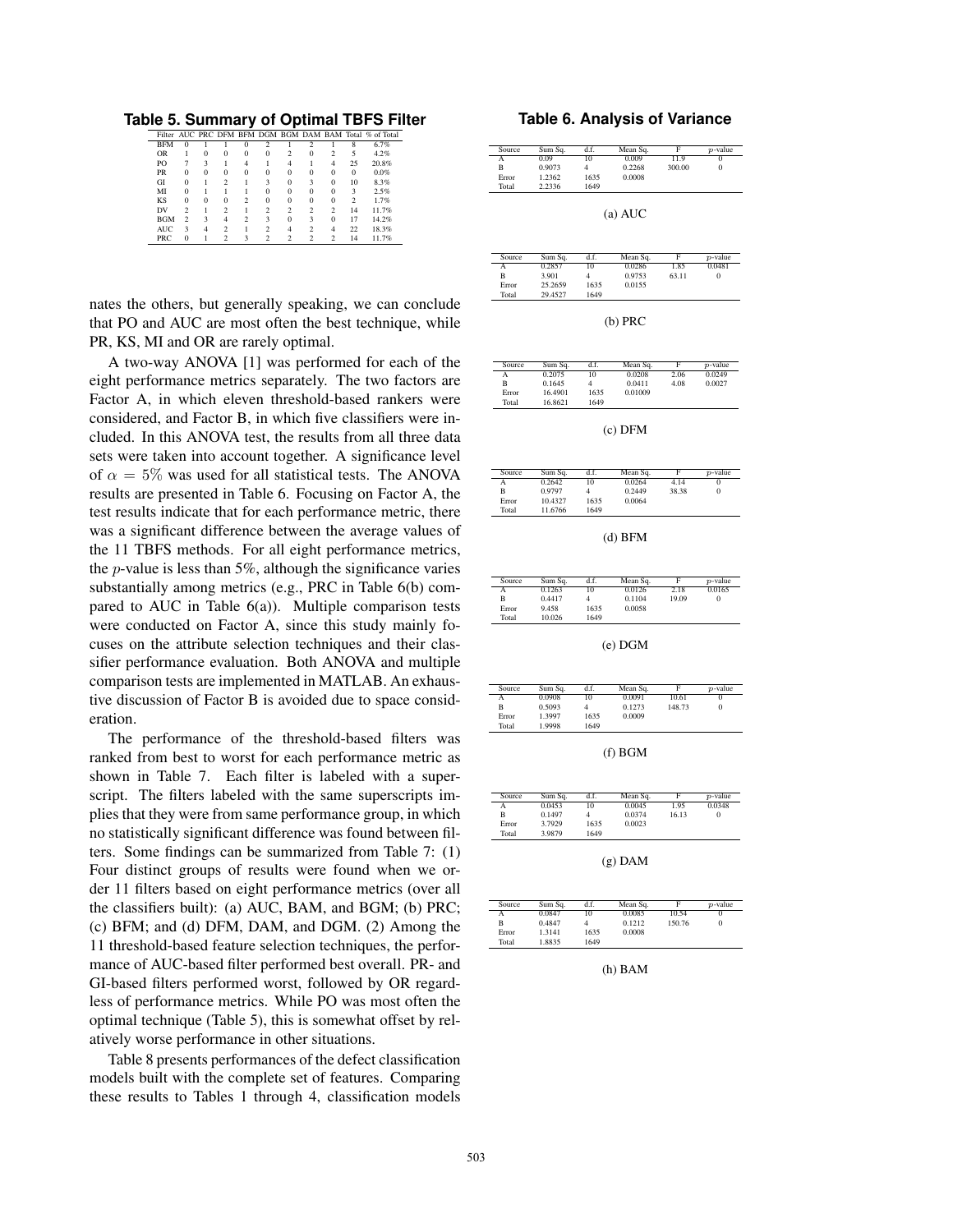**Table 5. Summary of Optimal TBFS Filter**

| Filter | AUC | PRC | DFM | BFM | DGM | BGM | DAM | BAM | Total | % of Total |
|---|---|---|---|---|---|---|---|---|---|---|
| BFM | 0 | 1 | 1 | 0 | 2 | 1 | 2 | 1 | 8 | 6.7% |
| OR | 1 | 0 | 0 | 0 | 0 | 2 | 0 | 2 | 5 | 4.2% |
| PO | 7 | 3 | 1 | 4 | 1 | 4 | 1 | 4 | 25 | 20.8% |
| PR | 0 | 0 | 0 | 0 | 0 | 0 | 0 | 0 | 0 | 0.0% |
| GI | 0 | 1 | 2 | 1 | 3 | 0 | 3 | 0 | 10 | 8.3% |
| MI | 0 | 1 | 1 | 1 | 0 | 0 | 0 | 0 | 3 | 2.5% |
| KS | 0 | 0 | 0 | 2 | 0 | 0 | 0 | 0 | 2 | 1.7% |
| DV | 2 | 1 | 2 | 1 | 2 | 2 | 2 | 2 | 14 | 11.7% |
| BGM | 2 | 3 | 4 | 2 | 3 | 0 | 3 | 0 | 17 | 14.2% |
| AUC | 3 | 4 | 2 | 1 | 2 | 4 | 2 | 4 | 22 | 18.3% |
| PRC | 0 | 1 | 2 | 3 | 2 | 2 | 2 | 2 | 14 | 11.7% |

nates the others, but generally speaking, we can conclude that PO and AUC are most often the best technique, while PR, KS, MI and OR are rarely optimal.

A two-way ANOVA [1] was performed for each of the eight performance metrics separately. The two factors are Factor A, in which eleven threshold-based rankers were considered, and Factor B, in which five classifiers were included. In this ANOVA test, the results from all three data sets were taken into account together. A significance level of $\alpha = 5\%$ was used for all statistical tests. The ANOVA results are presented in Table 6. Focusing on Factor A, the test results indicate that for each performance metric, there was a significant difference between the average values of the 11 TBFS methods. For all eight performance metrics, the $p$-value is less than 5%, although the significance varies substantially among metrics (e.g., PRC in Table 6(b) compared to AUC in Table 6(a)). Multiple comparison tests were conducted on Factor A, since this study mainly focuses on the attribute selection techniques and their classifier performance evaluation. Both ANOVA and multiple comparison tests are implemented in MATLAB. An exhaustive discussion of Factor B is avoided due to space consideration.

The performance of the threshold-based filters was ranked from best to worst for each performance metric as shown in Table 7. Each filter is labeled with a superscript. The filters labeled with the same superscripts implies that they were from same performance group, in which no statistically significant difference was found between filters. Some findings can be summarized from Table 7: (1) Four distinct groups of results were found when we order 11 filters based on eight performance metrics (over all the classifiers built): (a) AUC, BAM, and BGM; (b) PRC; (c) BFM; and (d) DFM, DAM, and DGM. (2) Among the 11 threshold-based feature selection techniques, the performance of AUC-based filter performed best overall. PR- and GI-based filters performed worst, followed by OR regardless of performance metrics. While PO was most often the optimal technique (Table 5), this is somewhat offset by relatively worse performance in other situations.

Table 8 presents performances of the defect classification models built with the complete set of features. Comparing these results to Tables 1 through 4, classification models

**Table 6. Analysis of Variance**

| Source | Sum Sq. | d.f. | Mean Sq. | F | $p$-value |
|---|---|---|---|---|---|
| A | 0.09 | 10 | 0.009 | 11.9 | 0 |
| B | 0.9073 | 4 | 0.2268 | 300.00 | 0 |
| Error | 1.2362 | 1635 | 0.0008 | | |
| Total | 2.2336 | 1649 | | | |

(a) AUC

| Source | Sum Sq. | d.f. | Mean Sq. | F | $p$-value |
|---|---|---|---|---|---|
| A | 0.2857 | 10 | 0.0286 | 1.85 | 0.0481 |
| B | 3.901 | 4 | 0.9753 | 63.11 | 0 |
| Error | 25.2659 | 1635 | 0.0155 | | |
| Total | 29.4527 | 1649 | | | |

(b) PRC

| Source | Sum Sq. | d.f. | Mean Sq. | F | $p$-value |
|---|---|---|---|---|---|
| A | 0.2075 | 10 | 0.0208 | 2.06 | 0.0249 |
| B | 0.1645 | 4 | 0.0411 | 4.08 | 0.0027 |
| Error | 16.4901 | 1635 | 0.01009 | | |
| Total | 16.8621 | 1649 | | | |

(c) DFM

| Source | Sum Sq. | d.f. | Mean Sq. | F | $p$-value |
|---|---|---|---|---|---|
| A | 0.2642 | 10 | 0.0264 | 4.14 | 0 |
| B | 0.9797 | 4 | 0.2449 | 38.38 | 0 |
| Error | 10.4327 | 1635 | 0.0064 | | |
| Total | 11.6766 | 1649 | | | |

(d) BFM

| Source | Sum Sq. | d.f. | Mean Sq. | F | $p$-value |
|---|---|---|---|---|---|
| A | 0.1263 | 10 | 0.0126 | 2.18 | 0.0165 |
| B | 0.4417 | 4 | 0.1104 | 19.09 | 0 |
| Error | 9.458 | 1635 | 0.0058 | | |
| Total | 10.026 | 1649 | | | |

(e) DGM

| Source | Sum Sq. | d.f. | Mean Sq. | F | $p$-value |
|---|---|---|---|---|---|
| A | 0.0908 | 10 | 0.0091 | 10.61 | 0 |
| B | 0.5093 | 4 | 0.1273 | 148.73 | 0 |
| Error | 1.3997 | 1635 | 0.0009 | | |
| Total | 1.9998 | 1649 | | | |

(f) BGM

| Source | Sum Sq. | d.f. | Mean Sq. | F | $p$-value |
|---|---|---|---|---|---|
| A | 0.0453 | 10 | 0.0045 | 1.95 | 0.0348 |
| B | 0.1497 | 4 | 0.0374 | 16.13 | 0 |
| Error | 3.7929 | 1635 | 0.0023 | | |
| Total | 3.9879 | 1649 | | | |

(g) DAM

| Source | Sum Sq. | d.f. | Mean Sq. | F | $p$-value |
|---|---|---|---|---|---|
| A | 0.0847 | 10 | 0.0085 | 10.54 | 0 |
| B | 0.4847 | 4 | 0.1212 | 150.76 | 0 |
| Error | 1.3141 | 1635 | 0.0008 | | |
| Total | 1.8835 | 1649 | | | |

(h) BAM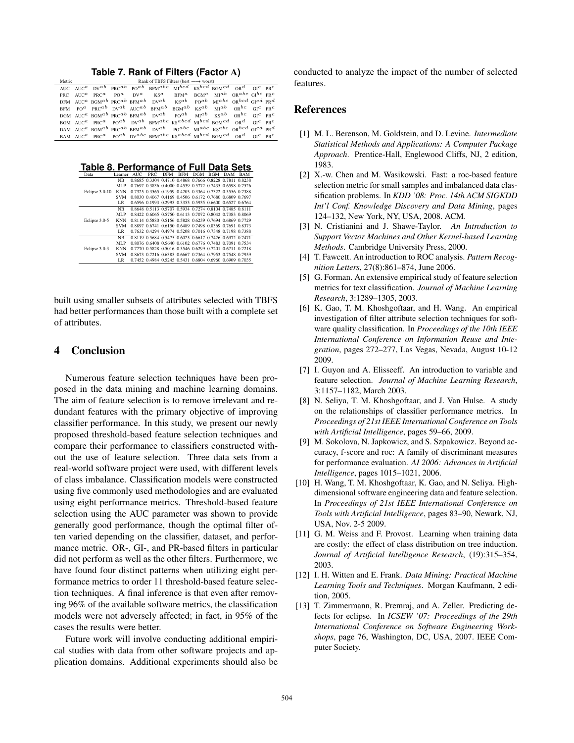**Table 7. Rank of Filters (Factor A)**

| Metric | Rank of TBFS Filters (best ⟶ worst) | | | | | | | | | | |
|---|---|---|---|---|---|---|---|---|---|---|---|
| AUC | AUC$^{a}$ | DV$^{ab}$ | PRC$^{ab}$ | PO$^{ab}$ | BFM$^{abc}$ | MI$^{bcd}$ | KS$^{bcd}$ | BGM$^{cd}$ | OR$^{d}$ | GI$^{e}$ | PR$^{e}$ |
| PRC | AUC$^{a}$ | PRC$^{a}$ | PO$^{a}$ | DV$^{a}$ | KS$^{a}$ | BFM$^{a}$ | BGM$^{a}$ | MI$^{ab}$ | OR$^{abc}$ | GI$^{bc}$ | PR$^{c}$ |
| DFM | AUC$^{a}$ | BGM$^{ab}$ | PRC$^{ab}$ | BFM$^{ab}$ | DV$^{ab}$ | KS$^{ab}$ | PO$^{ab}$ | MI$^{abc}$ | OR$^{bcd}$ | GI$^{cd}$ | PR$^{d}$ |
| BFM | PO$^{a}$ | PRC$^{ab}$ | DV$^{ab}$ | AUC$^{ab}$ | BFM$^{ab}$ | BGM$^{ab}$ | KS$^{ab}$ | MI$^{ab}$ | OR$^{bc}$ | GI$^{c}$ | PR$^{c}$ |
| DGM | AUC$^{a}$ | BGM$^{ab}$ | PRC$^{ab}$ | BFM$^{ab}$ | DV$^{ab}$ | PO$^{ab}$ | MI$^{ab}$ | KS$^{ab}$ | OR$^{bc}$ | GI$^{c}$ | PR$^{c}$ |
| BGM | AUC$^{a}$ | PRC$^{a}$ | PO$^{ab}$ | DV$^{ab}$ | BFM$^{abc}$ | KS$^{abcd}$ | MI$^{bcd}$ | BGM$^{cd}$ | OR$^{d}$ | GI$^{e}$ | PR$^{e}$ |
| DAM | AUC$^{a}$ | BGM$^{ab}$ | PRC$^{ab}$ | BFM$^{ab}$ | DV$^{ab}$ | PO$^{abc}$ | MI$^{abc}$ | KS$^{abc}$ | OR$^{bcd}$ | GI$^{cd}$ | PR$^{d}$ |
| BAM | AUC$^{a}$ | PRC$^{a}$ | PO$^{ab}$ | DV$^{abc}$ | BFM$^{abc}$ | KS$^{abcd}$ | MI$^{bcd}$ | BGM$^{cd}$ | OR$^{d}$ | GI$^{e}$ | PR$^{e}$ |

**Table 8. Performance of Full Data Sets**

| Data | Learner | AUC | PRC | DFM | BFM | DGM | BGM | DAM | BAM |
|---|---|---|---|---|---|---|---|---|---|
| Eclipse 3.0-10 | NB | 0.8685 | 0.3304 | 0.4710 | 0.4868 | 0.7666 | 0.8228 | 0.7811 | 0.8238 |
| | MLP | 0.7697 | 0.3836 | 0.4000 | 0.4539 | 0.5772 | 0.7435 | 0.6598 | 0.7526 |
| | KNN | 0.7325 | 0.3565 | 0.1959 | 0.4203 | 0.3364 | 0.7322 | 0.5556 | 0.7388 |
| | SVM | 0.8030 | 0.4067 | 0.4169 | 0.4506 | 0.6172 | 0.7680 | 0.6809 | 0.7697 |
| | LR | 0.6596 | 0.1993 | 0.2995 | 0.3355 | 0.5935 | 0.6600 | 0.6527 | 0.6764 |
| Eclipse 3.0-5 | NB | 0.8648 | 0.5113 | 0.5707 | 0.5934 | 0.7274 | 0.8104 | 0.7485 | 0.8111 |
| | MLP | 0.8422 | 0.6065 | 0.5750 | 0.6113 | 0.7072 | 0.8042 | 0.7383 | 0.8069 |
| | KNN | 0.8114 | 0.5880 | 0.5156 | 0.5828 | 0.6239 | 0.7694 | 0.6869 | 0.7729 |
| | SVM | 0.8897 | 0.6741 | 0.6150 | 0.6489 | 0.7498 | 0.8369 | 0.7691 | 0.8373 |
| | LR | 0.7632 | 0.4294 | 0.4974 | 0.5208 | 0.7016 | 0.7348 | 0.7198 | 0.7388 |
| Eclipse 3.0-3 | NB | 0.8119 | 0.5684 | 0.5475 | 0.6025 | 0.6617 | 0.7426 | 0.6972 | 0.7471 |
| | MLP | 0.8076 | 0.6408 | 0.5640 | 0.6102 | 0.6776 | 0.7483 | 0.7091 | 0.7534 |
| | KNN | 0.7770 | 0.5828 | 0.5016 | 0.5546 | 0.6299 | 0.7201 | 0.6711 | 0.7218 |
| | SVM | 0.8673 | 0.7216 | 0.6385 | 0.6667 | 0.7364 | 0.7953 | 0.7548 | 0.7959 |
| | LR | 0.7452 | 0.4984 | 0.5245 | 0.5431 | 0.6804 | 0.6960 | 0.6909 | 0.7035 |

built using smaller subsets of attributes selected with TBFS had better performances than those built with a complete set of attributes.

## 4 Conclusion

Numerous feature selection techniques have been proposed in the data mining and machine learning domains. The aim of feature selection is to remove irrelevant and redundant features with the primary objective of improving classifier performance. In this study, we present our newly proposed threshold-based feature selection techniques and compare their performance to classifiers constructed without the use of feature selection. Three data sets from a real-world software project were used, with different levels of class imbalance. Classification models were constructed using five commonly used methodologies and are evaluated using eight performance metrics. Threshold-based feature selection using the AUC parameter was shown to provide generally good performance, though the optimal filter often varied depending on the classifier, dataset, and performance metric. OR-, GI-, and PR-based filters in particular did not perform as well as the other filters. Furthermore, we have found four distinct patterns when utilizing eight performance metrics to order 11 threshold-based feature selection techniques. A final inference is that even after removing 96% of the available software metrics, the classification models were not adversely affected; in fact, in 95% of the cases the results were better.

Future work will involve conducting additional empirical studies with data from other software projects and application domains. Additional experiments should also be conducted to analyze the impact of the number of selected features.

## References

[1] M. L. Berenson, M. Goldstein, and D. Levine. *Intermediate Statistical Methods and Applications: A Computer Package Approach*. Prentice-Hall, Englewood Cliffs, NJ, 2 edition, 1983.

[2] X.-w. Chen and M. Wasikowski. Fast: a roc-based feature selection metric for small samples and imbalanced data classification problems. In *KDD '08: Proc. 14th ACM SIGKDD Int'l Conf. Knowledge Discovery and Data Mining*, pages 124–132, New York, NY, USA, 2008. ACM.

[3] N. Cristianini and J. Shawe-Taylor. *An Introduction to Support Vector Machines and Other Kernel-based Learning Methods*. Cambridge University Press, 2000.

[4] T. Fawcett. An introduction to ROC analysis. *Pattern Recognition Letters*, 27(8):861–874, June 2006.

[5] G. Forman. An extensive empirical study of feature selection metrics for text classification. *Journal of Machine Learning Research*, 3:1289–1305, 2003.

[6] K. Gao, T. M. Khoshgoftaar, and H. Wang. An empirical investigation of filter attribute selection techniques for software quality classification. In *Proceedings of the 10th IEEE International Conference on Information Reuse and Integration*, pages 272–277, Las Vegas, Nevada, August 10-12 2009.

[7] I. Guyon and A. Elisseeff. An introduction to variable and feature selection. *Journal of Machine Learning Research*, 3:1157–1182, March 2003.

[8] N. Seliya, T. M. Khoshgoftaar, and J. Van Hulse. A study on the relationships of classifier performance metrics. In *Proceedings of 21st IEEE International Conference on Tools with Artificial Intelligence*, pages 59–66, 2009.

[9] M. Sokolova, N. Japkowicz, and S. Szpakowicz. Beyond accuracy, f-score and roc: A family of discriminant measures for performance evaluation. *AI 2006: Advances in Artificial Intelligence*, pages 1015–1021, 2006.

[10] H. Wang, T. M. Khoshgoftaar, K. Gao, and N. Seliya. High-dimensional software engineering data and feature selection. In *Proceedings of 21st IEEE International Conference on Tools with Artificial Intelligence*, pages 83–90, Newark, NJ, USA, Nov. 2-5 2009.

[11] G. M. Weiss and F. Provost. Learning when training data are costly: the effect of class distribution on tree induction. *Journal of Artificial Intelligence Research*, (19):315–354, 2003.

[12] I. H. Witten and E. Frank. *Data Mining: Practical Machine Learning Tools and Techniques*. Morgan Kaufmann, 2 edition, 2005.

[13] T. Zimmermann, R. Premraj, and A. Zeller. Predicting defects for eclipse. In *ICSEW '07: Proceedings of the 29th International Conference on Software Engineering Workshops*, page 76, Washington, DC, USA, 2007. IEEE Computer Society.